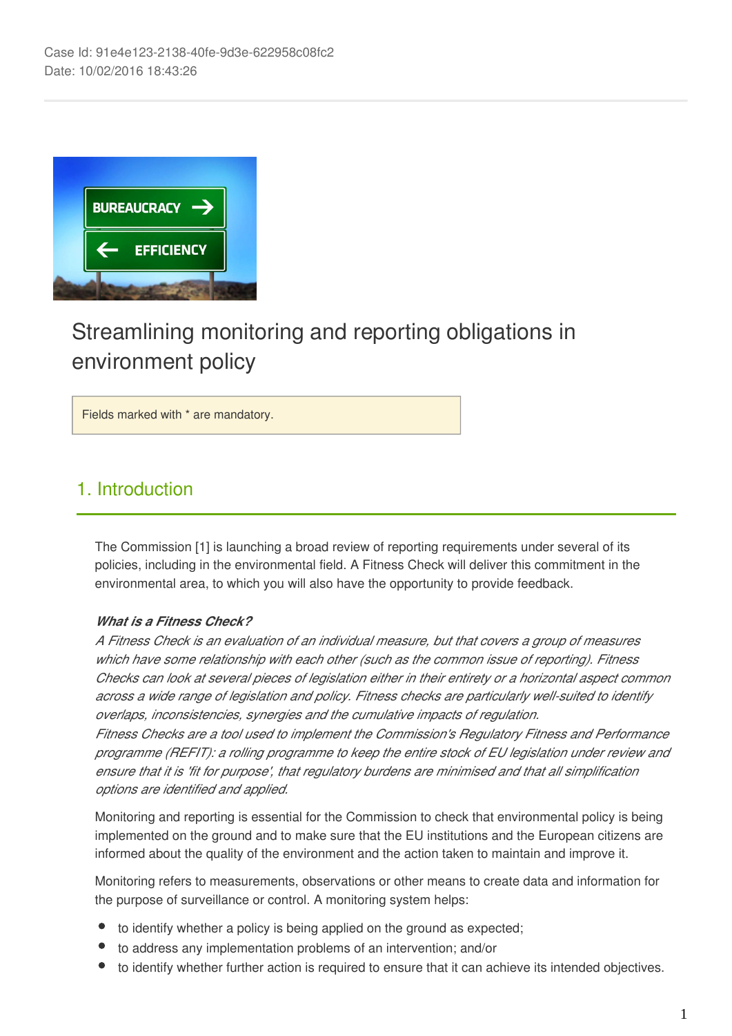Case Id: 91e4e123-2138-40fe-9d3e-622958c08fc2
Date: 10/02/2016 18:43:26

# Streamlining monitoring and reporting obligations in environment policy

Fields marked with * are mandatory.

## 1. Introduction

The Commission [1] is launching a broad review of reporting requirements under several of its policies, including in the environmental field. A Fitness Check will deliver this commitment in the environmental area, to which you will also have the opportunity to provide feedback.

***What is a Fitness Check?***
*A Fitness Check is an evaluation of an individual measure, but that covers a group of measures which have some relationship with each other (such as the common issue of reporting). Fitness Checks can look at several pieces of legislation either in their entirety or a horizontal aspect common across a wide range of legislation and policy. Fitness checks are particularly well-suited to identify overlaps, inconsistencies, synergies and the cumulative impacts of regulation.*
*Fitness Checks are a tool used to implement the Commission's Regulatory Fitness and Performance programme (REFIT): a rolling programme to keep the entire stock of EU legislation under review and ensure that it is 'fit for purpose', that regulatory burdens are minimised and that all simplification options are identified and applied.*

Monitoring and reporting is essential for the Commission to check that environmental policy is being implemented on the ground and to make sure that the EU institutions and the European citizens are informed about the quality of the environment and the action taken to maintain and improve it.

Monitoring refers to measurements, observations or other means to create data and information for the purpose of surveillance or control. A monitoring system helps:

- to identify whether a policy is being applied on the ground as expected;
- to address any implementation problems of an intervention; and/or
- to identify whether further action is required to ensure that it can achieve its intended objectives.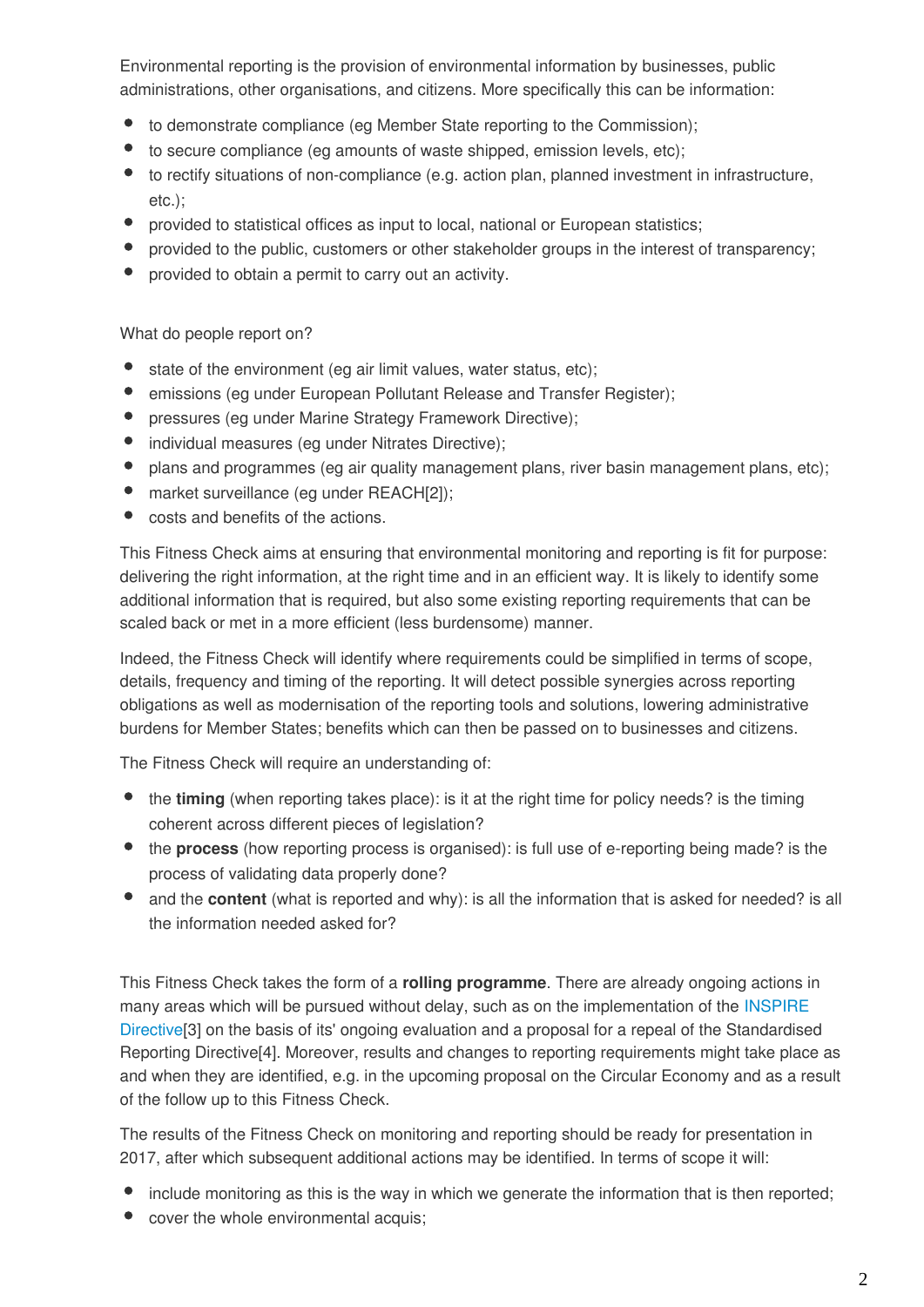Environmental reporting is the provision of environmental information by businesses, public administrations, other organisations, and citizens. More specifically this can be information:

- to demonstrate compliance (eg Member State reporting to the Commission);
- to secure compliance (eg amounts of waste shipped, emission levels, etc);
- to rectify situations of non-compliance (e.g. action plan, planned investment in infrastructure, etc.);
- provided to statistical offices as input to local, national or European statistics;
- provided to the public, customers or other stakeholder groups in the interest of transparency;
- provided to obtain a permit to carry out an activity.

What do people report on?

- state of the environment (eg air limit values, water status, etc);
- emissions (eg under European Pollutant Release and Transfer Register);
- pressures (eg under Marine Strategy Framework Directive);
- individual measures (eg under Nitrates Directive);
- plans and programmes (eg air quality management plans, river basin management plans, etc);
- market surveillance (eg under REACH[2]);
- costs and benefits of the actions.

This Fitness Check aims at ensuring that environmental monitoring and reporting is fit for purpose: delivering the right information, at the right time and in an efficient way. It is likely to identify some additional information that is required, but also some existing reporting requirements that can be scaled back or met in a more efficient (less burdensome) manner.

Indeed, the Fitness Check will identify where requirements could be simplified in terms of scope, details, frequency and timing of the reporting. It will detect possible synergies across reporting obligations as well as modernisation of the reporting tools and solutions, lowering administrative burdens for Member States; benefits which can then be passed on to businesses and citizens.

The Fitness Check will require an understanding of:

- the **timing** (when reporting takes place): is it at the right time for policy needs? is the timing coherent across different pieces of legislation?
- the **process** (how reporting process is organised): is full use of e-reporting being made? is the process of validating data properly done?
- and the **content** (what is reported and why): is all the information that is asked for needed? is all the information needed asked for?

This Fitness Check takes the form of a **rolling programme**. There are already ongoing actions in many areas which will be pursued without delay, such as on the implementation of the INSPIRE Directive[3] on the basis of its' ongoing evaluation and a proposal for a repeal of the Standardised Reporting Directive[4]. Moreover, results and changes to reporting requirements might take place as and when they are identified, e.g. in the upcoming proposal on the Circular Economy and as a result of the follow up to this Fitness Check.

The results of the Fitness Check on monitoring and reporting should be ready for presentation in 2017, after which subsequent additional actions may be identified. In terms of scope it will:

- include monitoring as this is the way in which we generate the information that is then reported;
- cover the whole environmental acquis;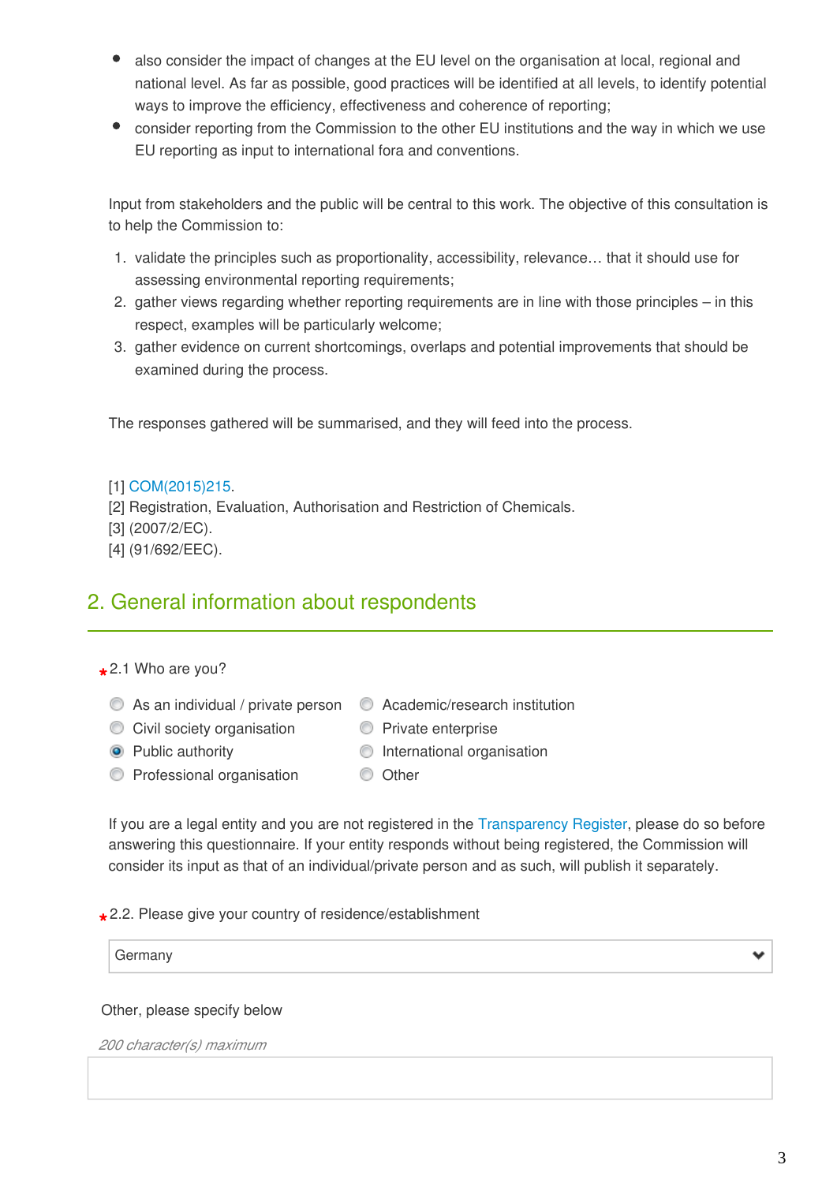- also consider the impact of changes at the EU level on the organisation at local, regional and national level. As far as possible, good practices will be identified at all levels, to identify potential ways to improve the efficiency, effectiveness and coherence of reporting;
- consider reporting from the Commission to the other EU institutions and the way in which we use EU reporting as input to international fora and conventions.

Input from stakeholders and the public will be central to this work. The objective of this consultation is to help the Commission to:

1. validate the principles such as proportionality, accessibility, relevance… that it should use for assessing environmental reporting requirements;
2. gather views regarding whether reporting requirements are in line with those principles – in this respect, examples will be particularly welcome;
3. gather evidence on current shortcomings, overlaps and potential improvements that should be examined during the process.

The responses gathered will be summarised, and they will feed into the process.

[1] COM(2015)215.
[2] Registration, Evaluation, Authorisation and Restriction of Chemicals.
[3] (2007/2/EC).
[4] (91/692/EEC).

## 2. General information about respondents

*2.1 Who are you?

- ○ As an individual / private person
- ○ Civil society organisation
- ◉ Public authority
- ○ Professional organisation
- ○ Academic/research institution
- ○ Private enterprise
- ○ International organisation
- ○ Other

If you are a legal entity and you are not registered in the Transparency Register, please do so before answering this questionnaire. If your entity responds without being registered, the Commission will consider its input as that of an individual/private person and as such, will publish it separately.

*2.2. Please give your country of residence/establishment

Germany

Other, please specify below

*200 character(s) maximum*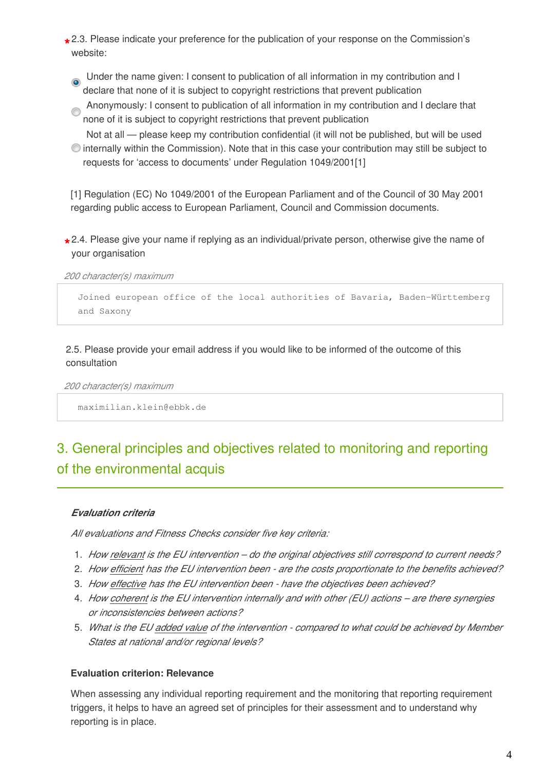*2.3. Please indicate your preference for the publication of your response on the Commission's website:

- (●) Under the name given: I consent to publication of all information in my contribution and I declare that none of it is subject to copyright restrictions that prevent publication
- ( ) Anonymously: I consent to publication of all information in my contribution and I declare that none of it is subject to copyright restrictions that prevent publication
- ( ) Not at all — please keep my contribution confidential (it will not be published, but will be used internally within the Commission). Note that in this case your contribution may still be subject to requests for 'access to documents' under Regulation 1049/2001[1]

[1] Regulation (EC) No 1049/2001 of the European Parliament and of the Council of 30 May 2001 regarding public access to European Parliament, Council and Commission documents.

*2.4. Please give your name if replying as an individual/private person, otherwise give the name of your organisation

*200 character(s) maximum*

```
Joined european office of the local authorities of Bavaria, Baden-Württemberg and Saxony
```

2.5. Please provide your email address if you would like to be informed of the outcome of this consultation

*200 character(s) maximum*

```
maximilian.klein@ebbk.de
```

## 3. General principles and objectives related to monitoring and reporting of the environmental acquis

***Evaluation criteria***

*All evaluations and Fitness Checks consider five key criteria:*

1. *How relevant is the EU intervention – do the original objectives still correspond to current needs?*
2. *How efficient has the EU intervention been - are the costs proportionate to the benefits achieved?*
3. *How effective has the EU intervention been - have the objectives been achieved?*
4. *How coherent is the EU intervention internally and with other (EU) actions – are there synergies or inconsistencies between actions?*
5. *What is the EU added value of the intervention - compared to what could be achieved by Member States at national and/or regional levels?*

**Evaluation criterion: Relevance**

When assessing any individual reporting requirement and the monitoring that reporting requirement triggers, it helps to have an agreed set of principles for their assessment and to understand why reporting is in place.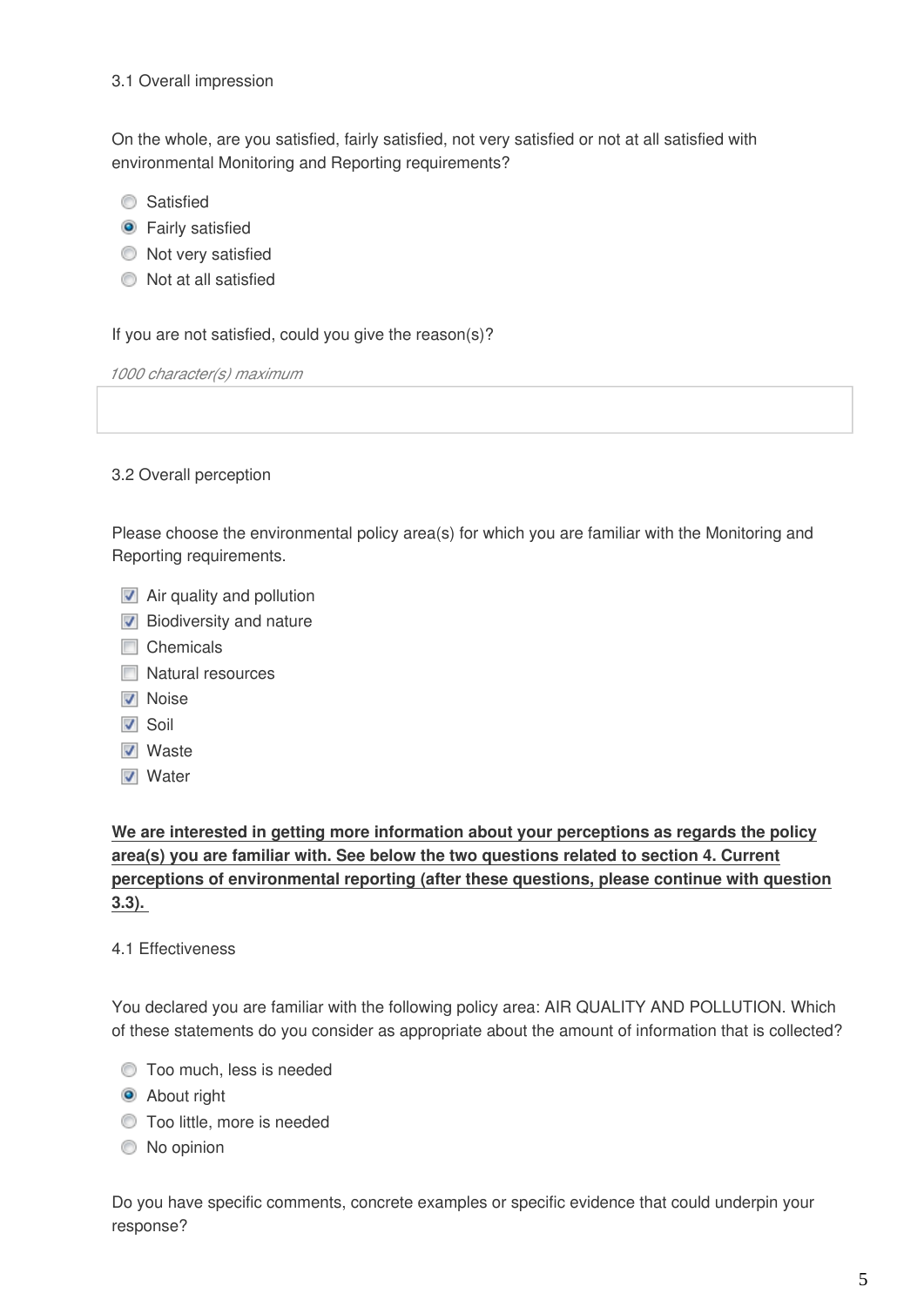3.1 Overall impression

On the whole, are you satisfied, fairly satisfied, not very satisfied or not at all satisfied with environmental Monitoring and Reporting requirements?

- ○ Satisfied
- ◉ Fairly satisfied
- ○ Not very satisfied
- ○ Not at all satisfied

If you are not satisfied, could you give the reason(s)?

*1000 character(s) maximum*

3.2 Overall perception

Please choose the environmental policy area(s) for which you are familiar with the Monitoring and Reporting requirements.

- [x] Air quality and pollution
- [x] Biodiversity and nature
- [ ] Chemicals
- [ ] Natural resources
- [x] Noise
- [x] Soil
- [x] Waste
- [x] Water

**We are interested in getting more information about your perceptions as regards the policy area(s) you are familiar with. See below the two questions related to section 4. Current perceptions of environmental reporting (after these questions, please continue with question 3.3).**

4.1 Effectiveness

You declared you are familiar with the following policy area: AIR QUALITY AND POLLUTION. Which of these statements do you consider as appropriate about the amount of information that is collected?

- ○ Too much, less is needed
- ◉ About right
- ○ Too little, more is needed
- ○ No opinion

Do you have specific comments, concrete examples or specific evidence that could underpin your response?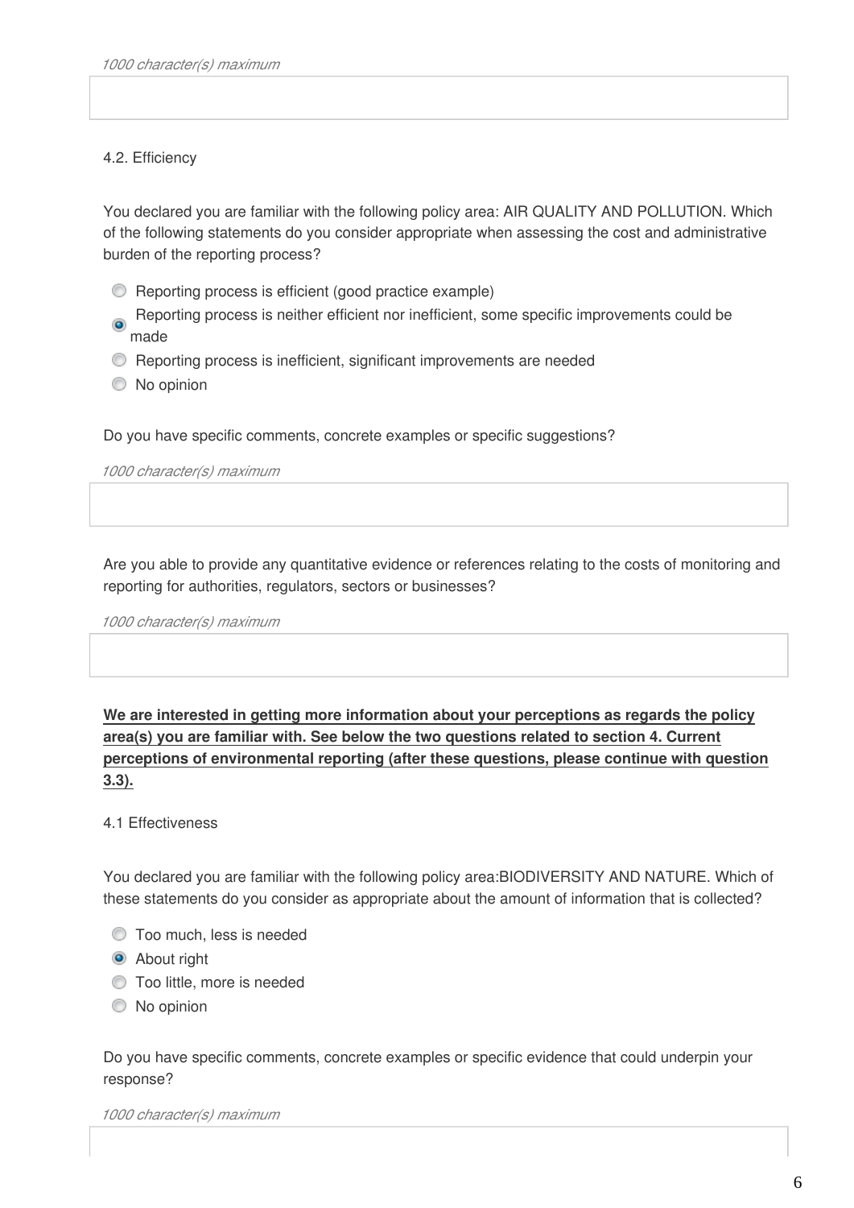*1000 character(s) maximum*

4.2. Efficiency

You declared you are familiar with the following policy area: AIR QUALITY AND POLLUTION. Which of the following statements do you consider appropriate when assessing the cost and administrative burden of the reporting process?

- ○ Reporting process is efficient (good practice example)
- ◉ Reporting process is neither efficient nor inefficient, some specific improvements could be made
- ○ Reporting process is inefficient, significant improvements are needed
- ○ No opinion

Do you have specific comments, concrete examples or specific suggestions?

*1000 character(s) maximum*

Are you able to provide any quantitative evidence or references relating to the costs of monitoring and reporting for authorities, regulators, sectors or businesses?

*1000 character(s) maximum*

**We are interested in getting more information about your perceptions as regards the policy area(s) you are familiar with. See below the two questions related to section 4. Current perceptions of environmental reporting (after these questions, please continue with question 3.3).**

4.1 Effectiveness

You declared you are familiar with the following policy area:BIODIVERSITY AND NATURE. Which of these statements do you consider as appropriate about the amount of information that is collected?

- ○ Too much, less is needed
- ◉ About right
- ○ Too little, more is needed
- ○ No opinion

Do you have specific comments, concrete examples or specific evidence that could underpin your response?

*1000 character(s) maximum*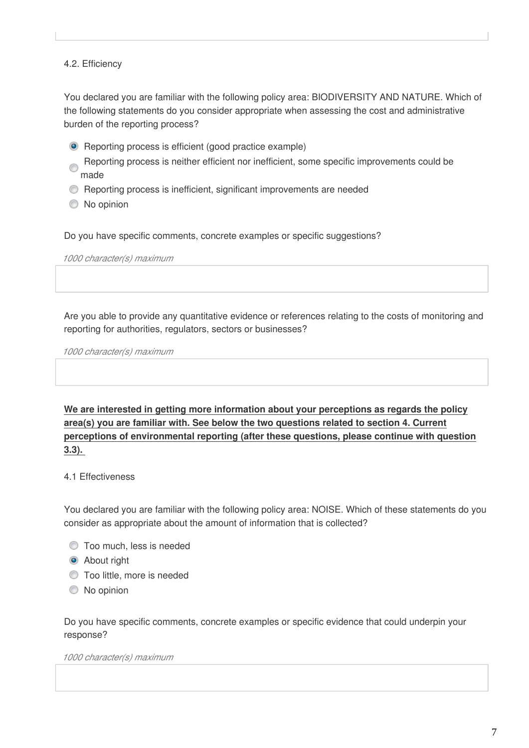4.2. Efficiency

You declared you are familiar with the following policy area: BIODIVERSITY AND NATURE. Which of the following statements do you consider appropriate when assessing the cost and administrative burden of the reporting process?

- [x] Reporting process is efficient (good practice example)
- [ ] Reporting process is neither efficient nor inefficient, some specific improvements could be made
- [ ] Reporting process is inefficient, significant improvements are needed
- [ ] No opinion

Do you have specific comments, concrete examples or specific suggestions?

*1000 character(s) maximum*

Are you able to provide any quantitative evidence or references relating to the costs of monitoring and reporting for authorities, regulators, sectors or businesses?

*1000 character(s) maximum*

**We are interested in getting more information about your perceptions as regards the policy area(s) you are familiar with. See below the two questions related to section 4. Current perceptions of environmental reporting (after these questions, please continue with question 3.3).**

4.1 Effectiveness

You declared you are familiar with the following policy area: NOISE. Which of these statements do you consider as appropriate about the amount of information that is collected?

- [ ] Too much, less is needed
- [x] About right
- [ ] Too little, more is needed
- [ ] No opinion

Do you have specific comments, concrete examples or specific evidence that could underpin your response?

*1000 character(s) maximum*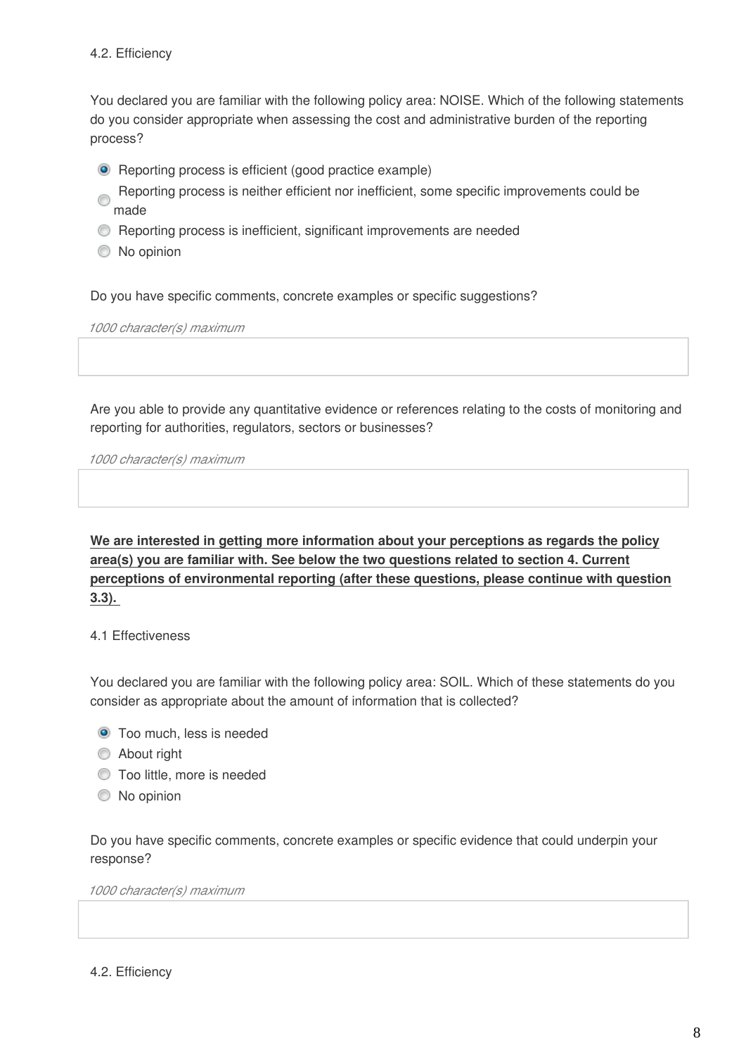4.2. Efficiency

You declared you are familiar with the following policy area: NOISE. Which of the following statements do you consider appropriate when assessing the cost and administrative burden of the reporting process?

- [x] Reporting process is efficient (good practice example)
- [ ] Reporting process is neither efficient nor inefficient, some specific improvements could be made
- [ ] Reporting process is inefficient, significant improvements are needed
- [ ] No opinion

Do you have specific comments, concrete examples or specific suggestions?

*1000 character(s) maximum*

Are you able to provide any quantitative evidence or references relating to the costs of monitoring and reporting for authorities, regulators, sectors or businesses?

*1000 character(s) maximum*

**We are interested in getting more information about your perceptions as regards the policy area(s) you are familiar with. See below the two questions related to section 4. Current perceptions of environmental reporting (after these questions, please continue with question 3.3).**

4.1 Effectiveness

You declared you are familiar with the following policy area: SOIL. Which of these statements do you consider as appropriate about the amount of information that is collected?

- [x] Too much, less is needed
- [ ] About right
- [ ] Too little, more is needed
- [ ] No opinion

Do you have specific comments, concrete examples or specific evidence that could underpin your response?

*1000 character(s) maximum*

4.2. Efficiency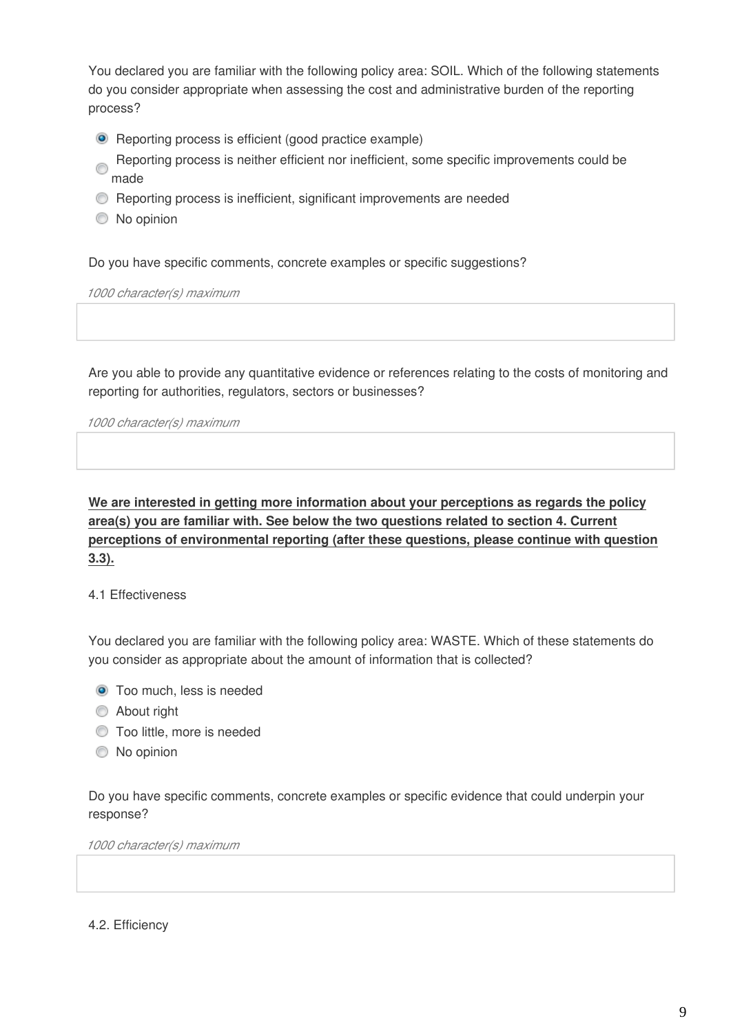You declared you are familiar with the following policy area: SOIL. Which of the following statements do you consider appropriate when assessing the cost and administrative burden of the reporting process?

- (x) Reporting process is efficient (good practice example)
- ( ) Reporting process is neither efficient nor inefficient, some specific improvements could be made
- ( ) Reporting process is inefficient, significant improvements are needed
- ( ) No opinion

Do you have specific comments, concrete examples or specific suggestions?

*1000 character(s) maximum*

Are you able to provide any quantitative evidence or references relating to the costs of monitoring and reporting for authorities, regulators, sectors or businesses?

*1000 character(s) maximum*

**We are interested in getting more information about your perceptions as regards the policy area(s) you are familiar with. See below the two questions related to section 4. Current perceptions of environmental reporting (after these questions, please continue with question 3.3).**

4.1 Effectiveness

You declared you are familiar with the following policy area: WASTE. Which of these statements do you consider as appropriate about the amount of information that is collected?

- (x) Too much, less is needed
- ( ) About right
- ( ) Too little, more is needed
- ( ) No opinion

Do you have specific comments, concrete examples or specific evidence that could underpin your response?

*1000 character(s) maximum*

4.2. Efficiency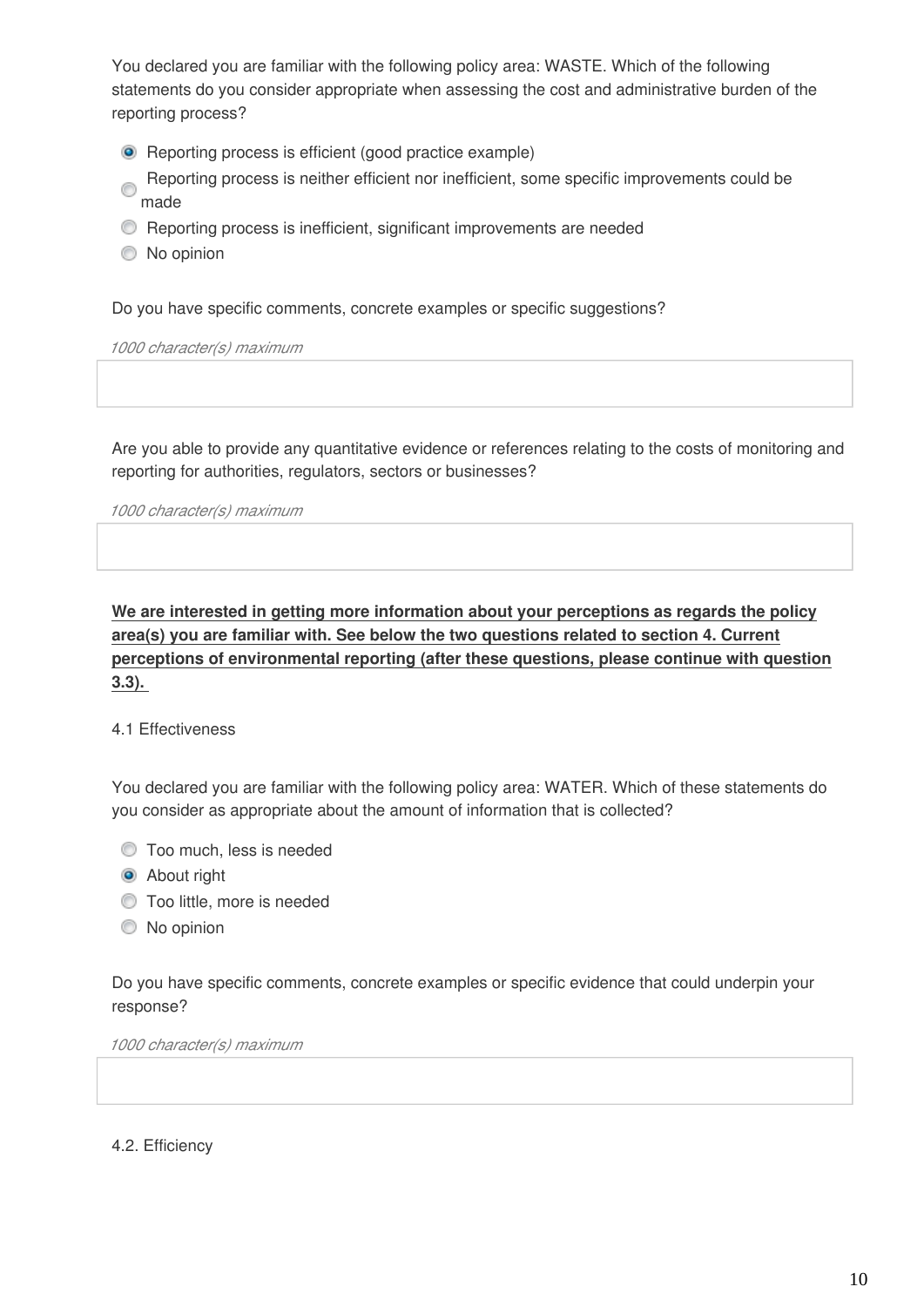You declared you are familiar with the following policy area: WASTE. Which of the following statements do you consider appropriate when assessing the cost and administrative burden of the reporting process?

- (•) Reporting process is efficient (good practice example)
- ( ) Reporting process is neither efficient nor inefficient, some specific improvements could be made
- ( ) Reporting process is inefficient, significant improvements are needed
- ( ) No opinion

Do you have specific comments, concrete examples or specific suggestions?

*1000 character(s) maximum*

Are you able to provide any quantitative evidence or references relating to the costs of monitoring and reporting for authorities, regulators, sectors or businesses?

*1000 character(s) maximum*

**We are interested in getting more information about your perceptions as regards the policy area(s) you are familiar with. See below the two questions related to section 4. Current perceptions of environmental reporting (after these questions, please continue with question 3.3).**

4.1 Effectiveness

You declared you are familiar with the following policy area: WATER. Which of these statements do you consider as appropriate about the amount of information that is collected?

- ( ) Too much, less is needed
- (•) About right
- ( ) Too little, more is needed
- ( ) No opinion

Do you have specific comments, concrete examples or specific evidence that could underpin your response?

*1000 character(s) maximum*

4.2. Efficiency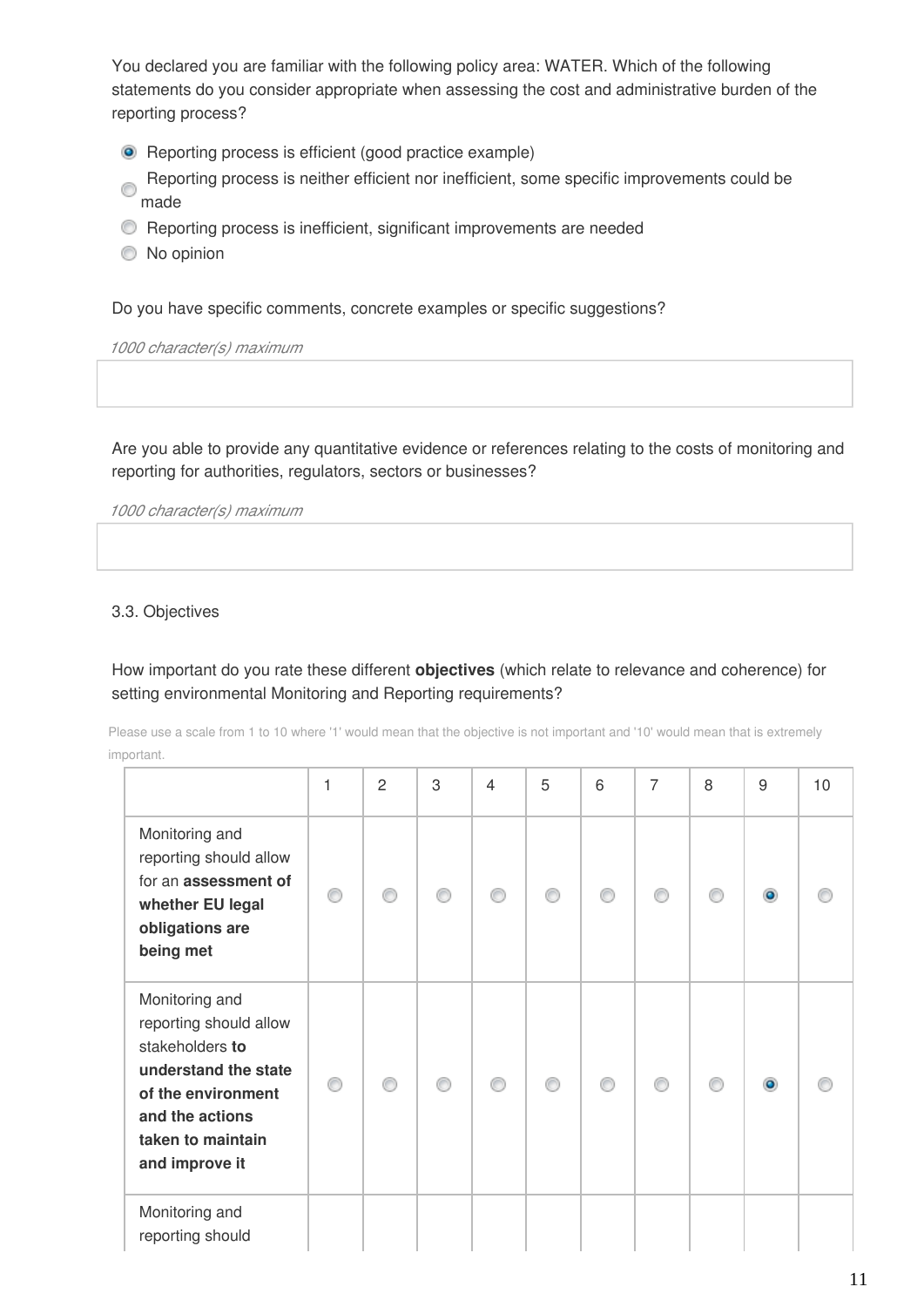You declared you are familiar with the following policy area: WATER. Which of the following statements do you consider appropriate when assessing the cost and administrative burden of the reporting process?

- (x) Reporting process is efficient (good practice example)
- ( ) Reporting process is neither efficient nor inefficient, some specific improvements could be made
- ( ) Reporting process is inefficient, significant improvements are needed
- ( ) No opinion

Do you have specific comments, concrete examples or specific suggestions?

*1000 character(s) maximum*

Are you able to provide any quantitative evidence or references relating to the costs of monitoring and reporting for authorities, regulators, sectors or businesses?

*1000 character(s) maximum*

3.3. Objectives

How important do you rate these different **objectives** (which relate to relevance and coherence) for setting environmental Monitoring and Reporting requirements?

Please use a scale from 1 to 10 where '1' would mean that the objective is not important and '10' would mean that is extremely important.

| | 1 | 2 | 3 | 4 | 5 | 6 | 7 | 8 | 9 | 10 |
|---|---|---|---|---|---|---|---|---|---|---|
| Monitoring and reporting should allow for an **assessment of whether EU legal obligations are being met** | ( ) | ( ) | ( ) | ( ) | ( ) | ( ) | ( ) | ( ) | (x) | ( ) |
| Monitoring and reporting should allow stakeholders **to understand the state of the environment and the actions taken to maintain and improve it** | ( ) | ( ) | ( ) | ( ) | ( ) | ( ) | ( ) | ( ) | (x) | ( ) |
| Monitoring and reporting should | | | | | | | | | | |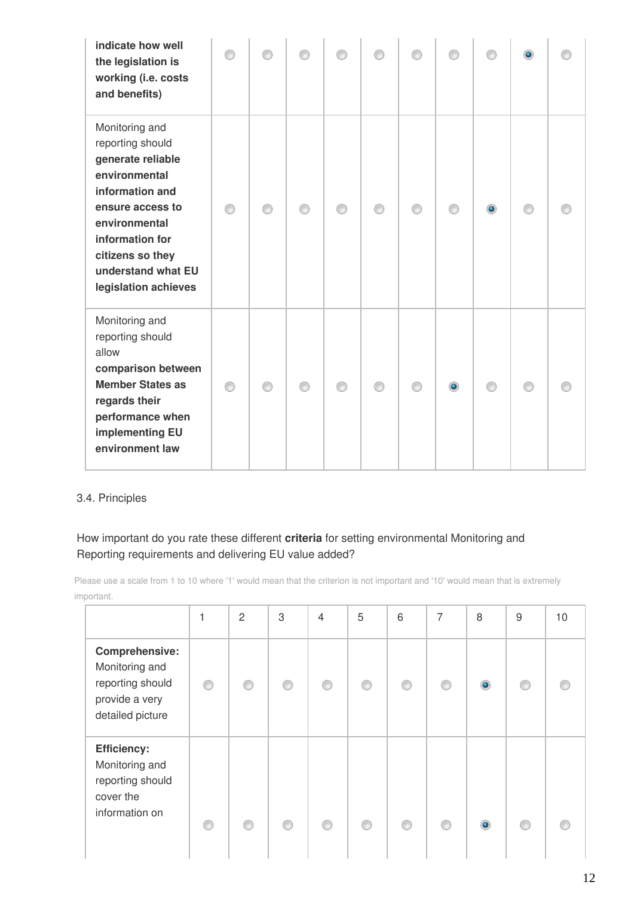| | | | | | | | | | | |
|---|---|---|---|---|---|---|---|---|---|---|
| **indicate how well the legislation is working (i.e. costs and benefits)** | | | | | | | | | ● | |
| Monitoring and reporting should **generate reliable environmental information and ensure access to environmental information for citizens so they understand what EU legislation achieves** | | | | | | | | ● | | |
| Monitoring and reporting should allow **comparison between Member States as regards their performance when implementing EU environment law** | | | | | | | ● | | | |

3.4. Principles

How important do you rate these different **criteria** for setting environmental Monitoring and Reporting requirements and delivering EU value added?

Please use a scale from 1 to 10 where '1' would mean that the criterion is not important and '10' would mean that is extremely important.

| | 1 | 2 | 3 | 4 | 5 | 6 | 7 | 8 | 9 | 10 |
|---|---|---|---|---|---|---|---|---|---|---|
| **Comprehensive:** Monitoring and reporting should provide a very detailed picture | | | | | | | | ● | | |
| **Efficiency:** Monitoring and reporting should cover the information on | | | | | | | | ● | | |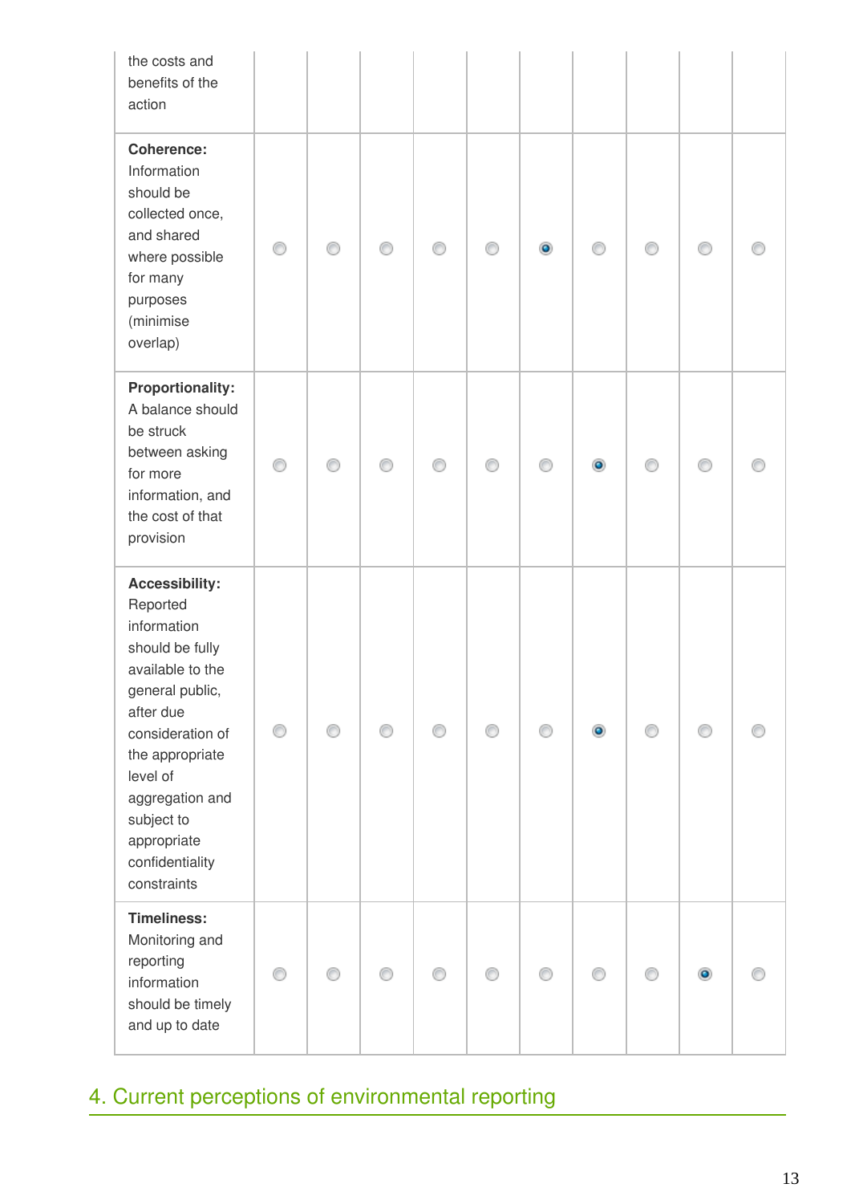| | | | | | | | | | | |
|---|---|---|---|---|---|---|---|---|---|---|
| the costs and benefits of the action | | | | | | | | | | |
| **Coherence:** Information should be collected once, and shared where possible for many purposes (minimise overlap) | ○ | ○ | ○ | ○ | ○ | ● | ○ | ○ | ○ | ○ |
| **Proportionality:** A balance should be struck between asking for more information, and the cost of that provision | ○ | ○ | ○ | ○ | ○ | ○ | ● | ○ | ○ | ○ |
| **Accessibility:** Reported information should be fully available to the general public, after due consideration of the appropriate level of aggregation and subject to appropriate confidentiality constraints | ○ | ○ | ○ | ○ | ○ | ○ | ● | ○ | ○ | ○ |
| **Timeliness:** Monitoring and reporting information should be timely and up to date | ○ | ○ | ○ | ○ | ○ | ○ | ○ | ○ | ● | ○ |

## 4. Current perceptions of environmental reporting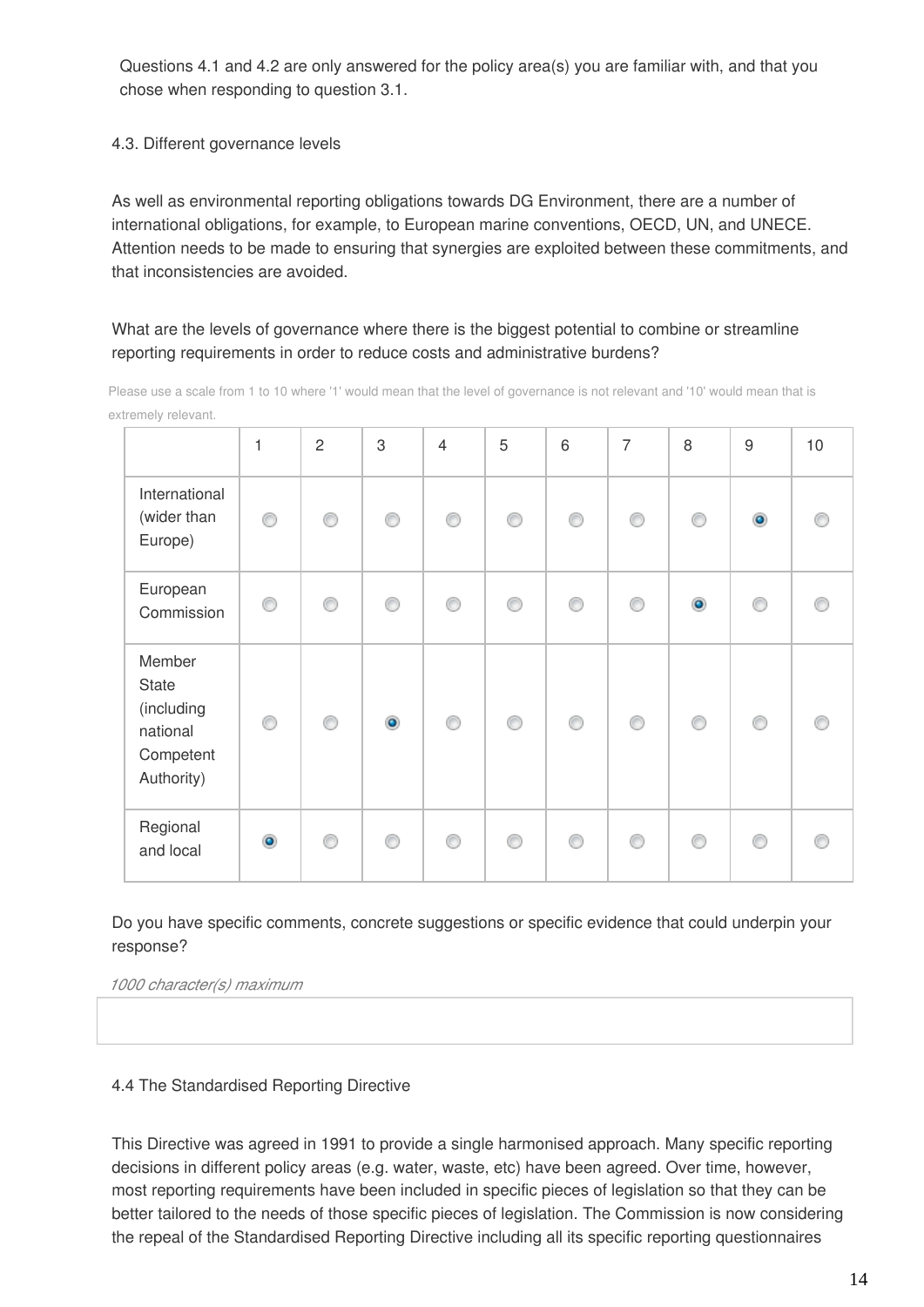Questions 4.1 and 4.2 are only answered for the policy area(s) you are familiar with, and that you chose when responding to question 3.1.

4.3. Different governance levels

As well as environmental reporting obligations towards DG Environment, there are a number of international obligations, for example, to European marine conventions, OECD, UN, and UNECE. Attention needs to be made to ensuring that synergies are exploited between these commitments, and that inconsistencies are avoided.

What are the levels of governance where there is the biggest potential to combine or streamline reporting requirements in order to reduce costs and administrative burdens?

Please use a scale from 1 to 10 where '1' would mean that the level of governance is not relevant and '10' would mean that is extremely relevant.

| | 1 | 2 | 3 | 4 | 5 | 6 | 7 | 8 | 9 | 10 |
|---|---|---|---|---|---|---|---|---|---|---|
| International (wider than Europe) | ○ | ○ | ○ | ○ | ○ | ○ | ○ | ○ | ● | ○ |
| European Commission | ○ | ○ | ○ | ○ | ○ | ○ | ○ | ● | ○ | ○ |
| Member State (including national Competent Authority) | ○ | ○ | ● | ○ | ○ | ○ | ○ | ○ | ○ | ○ |
| Regional and local | ● | ○ | ○ | ○ | ○ | ○ | ○ | ○ | ○ | ○ |

Do you have specific comments, concrete suggestions or specific evidence that could underpin your response?

*1000 character(s) maximum*

4.4 The Standardised Reporting Directive

This Directive was agreed in 1991 to provide a single harmonised approach. Many specific reporting decisions in different policy areas (e.g. water, waste, etc) have been agreed. Over time, however, most reporting requirements have been included in specific pieces of legislation so that they can be better tailored to the needs of those specific pieces of legislation. The Commission is now considering the repeal of the Standardised Reporting Directive including all its specific reporting questionnaires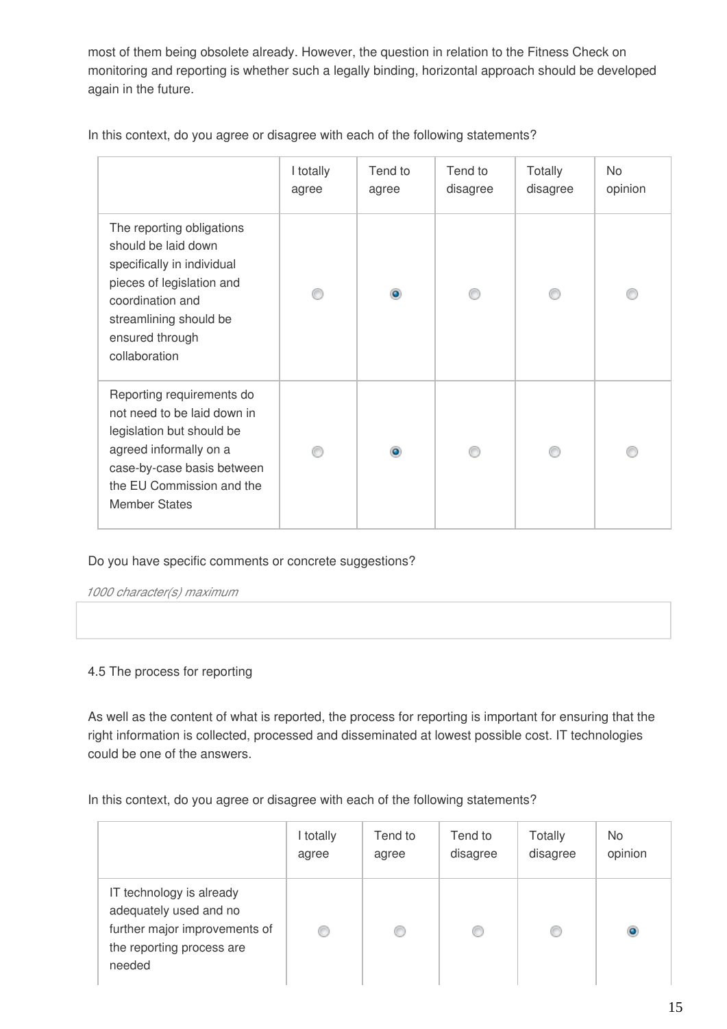most of them being obsolete already. However, the question in relation to the Fitness Check on monitoring and reporting is whether such a legally binding, horizontal approach should be developed again in the future.

In this context, do you agree or disagree with each of the following statements?

| | I totally agree | Tend to agree | Tend to disagree | Totally disagree | No opinion |
|---|---|---|---|---|---|
| The reporting obligations should be laid down specifically in individual pieces of legislation and coordination and streamlining should be ensured through collaboration | ○ | ◉ | ○ | ○ | ○ |
| Reporting requirements do not need to be laid down in legislation but should be agreed informally on a case-by-case basis between the EU Commission and the Member States | ○ | ◉ | ○ | ○ | ○ |

Do you have specific comments or concrete suggestions?

*1000 character(s) maximum*

4.5 The process for reporting

As well as the content of what is reported, the process for reporting is important for ensuring that the right information is collected, processed and disseminated at lowest possible cost. IT technologies could be one of the answers.

In this context, do you agree or disagree with each of the following statements?

| | I totally agree | Tend to agree | Tend to disagree | Totally disagree | No opinion |
|---|---|---|---|---|---|
| IT technology is already adequately used and no further major improvements of the reporting process are needed | ○ | ○ | ○ | ○ | ◉ |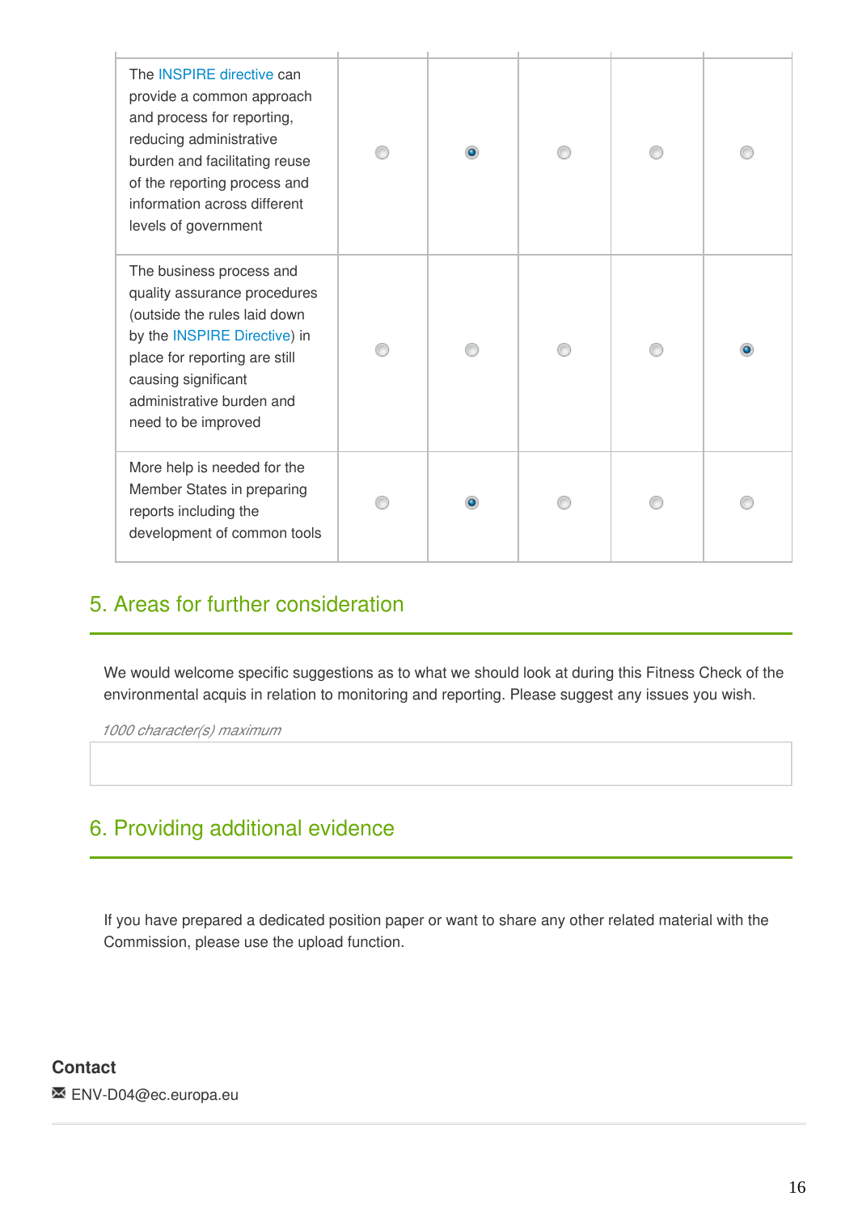| | | | | | |
|---|---|---|---|---|---|
| The INSPIRE directive can provide a common approach and process for reporting, reducing administrative burden and facilitating reuse of the reporting process and information across different levels of government | ○ | ◉ | ○ | ○ | ○ |
| The business process and quality assurance procedures (outside the rules laid down by the INSPIRE Directive) in place for reporting are still causing significant administrative burden and need to be improved | ○ | ○ | ○ | ○ | ◉ |
| More help is needed for the Member States in preparing reports including the development of common tools | ○ | ◉ | ○ | ○ | ○ |

## 5. Areas for further consideration

We would welcome specific suggestions as to what we should look at during this Fitness Check of the environmental acquis in relation to monitoring and reporting. Please suggest any issues you wish.

*1000 character(s) maximum*

## 6. Providing additional evidence

If you have prepared a dedicated position paper or want to share any other related material with the Commission, please use the upload function.

**Contact**

✉ ENV-D04@ec.europa.eu